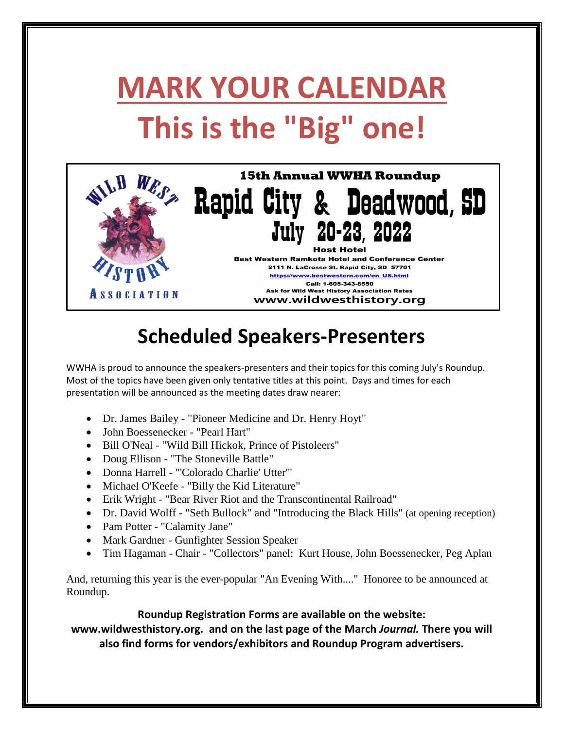# MARK YOUR CALENDAR

# This is the "Big" one!

**15th Annual WWHA Roundup**

# Rapid City & Deadwood, SD

## July 20-23, 2022

**Host Hotel**

**Best Western Ramkota Hotel and Conference Center**

**2111 N. LaCrosse St. Rapid City, SD 57701**

**https://www.bestwestern.com/en_US.html**

**Call: 1-605-343-8550**

**Ask for Wild West History Association Rates**

**www.wildwesthistory.org**

WILD WEST HISTORY ASSOCIATION

## Scheduled Speakers-Presenters

WWHA is proud to announce the speakers-presenters and their topics for this coming July's Roundup. Most of the topics have been given only tentative titles at this point. Days and times for each presentation will be announced as the meeting dates draw nearer:

- Dr. James Bailey - "Pioneer Medicine and Dr. Henry Hoyt"
- John Boessenecker - "Pearl Hart"
- Bill O'Neal - "Wild Bill Hickok, Prince of Pistoleers"
- Doug Ellison - "The Stoneville Battle"
- Donna Harrell - "'Colorado Charlie' Utter"
- Michael O'Keefe - "Billy the Kid Literature"
- Erik Wright - "Bear River Riot and the Transcontinental Railroad"
- Dr. David Wolff - "Seth Bullock" and "Introducing the Black Hills" (at opening reception)
- Pam Potter - "Calamity Jane"
- Mark Gardner - Gunfighter Session Speaker
- Tim Hagaman - Chair - "Collectors" panel: Kurt House, John Boessenecker, Peg Aplan

And, returning this year is the ever-popular "An Evening With...." Honoree to be announced at Roundup.

**Roundup Registration Forms are available on the website: www.wildwesthistory.org. and on the last page of the March *Journal.* There you will also find forms for vendors/exhibitors and Roundup Program advertisers.**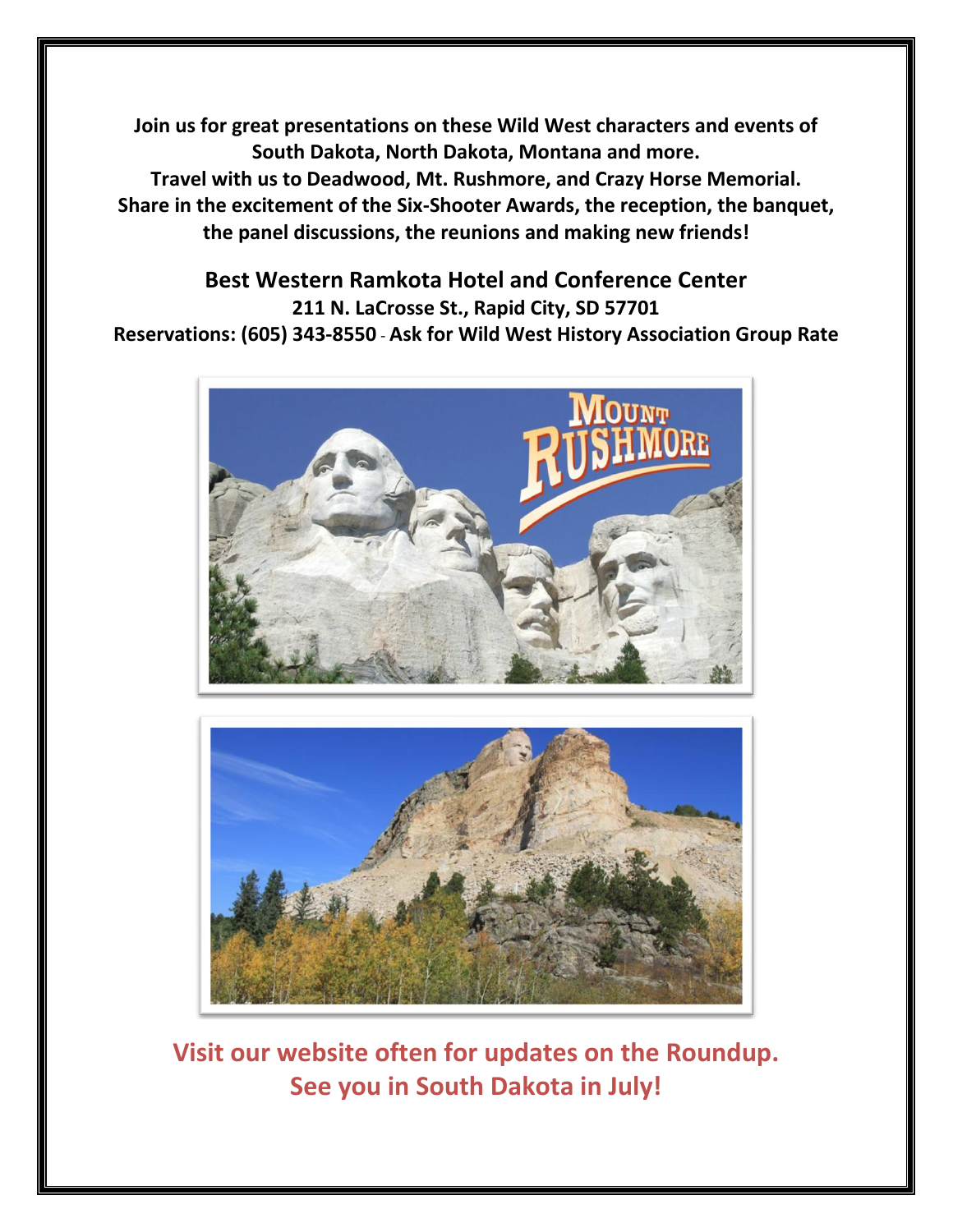**Join us for great presentations on these Wild West characters and events of South Dakota, North Dakota, Montana and more.**
**Travel with us to Deadwood, Mt. Rushmore, and Crazy Horse Memorial.**
**Share in the excitement of the Six-Shooter Awards, the reception, the banquet, the panel discussions, the reunions and making new friends!**

## Best Western Ramkota Hotel and Conference Center

**211 N. LaCrosse St., Rapid City, SD 57701**
**Reservations: (605) 343-8550 - Ask for Wild West History Association Group Rate**

## Visit our website often for updates on the Roundup.
## See you in South Dakota in July!